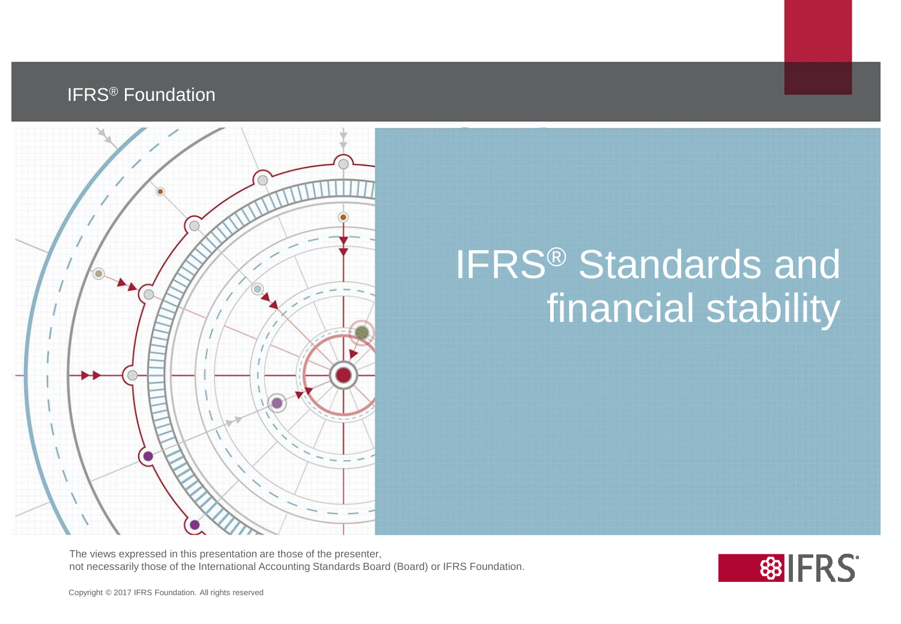IFRS® Foundation

# IFRS® Standards and financial stability

The views expressed in this presentation are those of the presenter,
not necessarily those of the International Accounting Standards Board (Board) or IFRS Foundation.

Copyright © 2017 IFRS Foundation. All rights reserved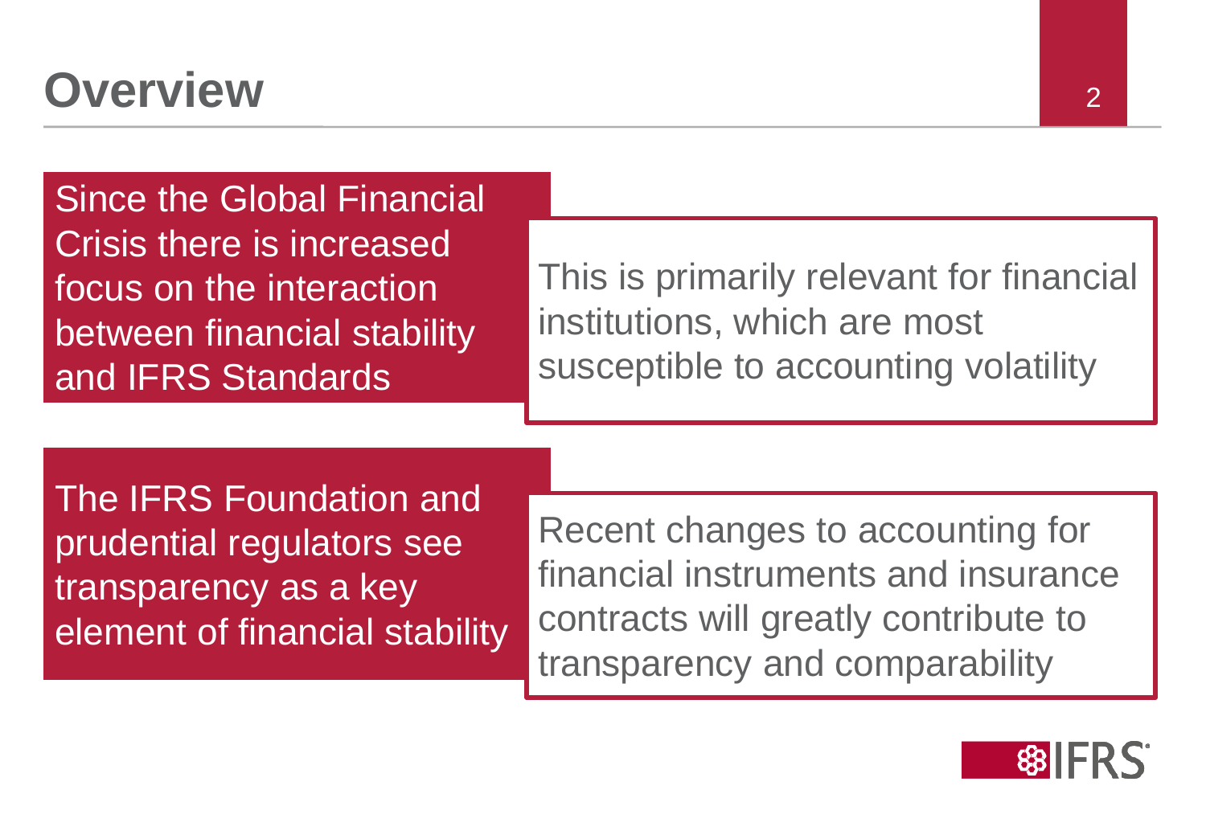# Overview

Since the Global Financial Crisis there is increased focus on the interaction between financial stability and IFRS Standards

This is primarily relevant for financial institutions, which are most susceptible to accounting volatility

The IFRS Foundation and prudential regulators see transparency as a key element of financial stability

Recent changes to accounting for financial instruments and insurance contracts will greatly contribute to transparency and comparability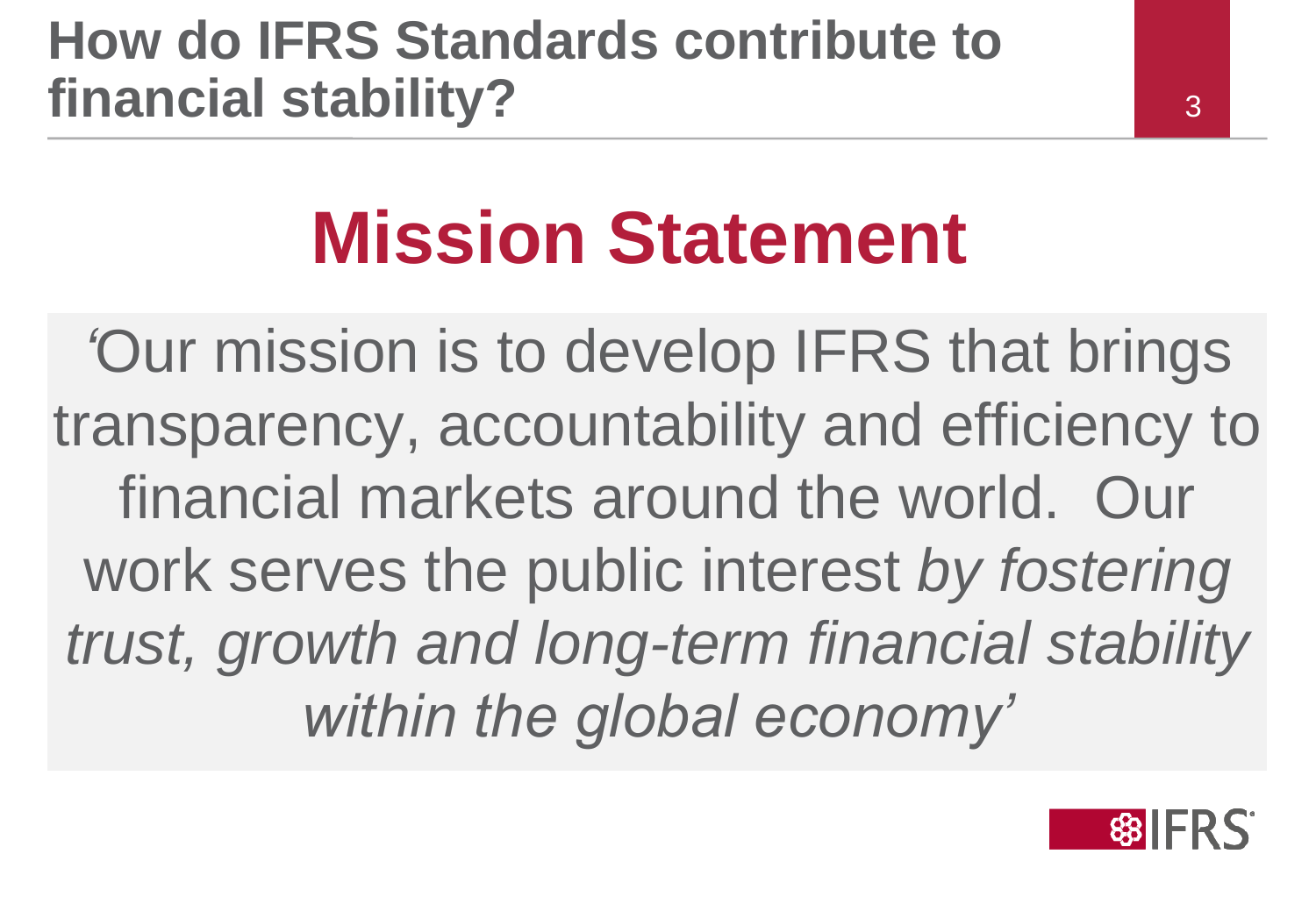# How do IFRS Standards contribute to financial stability?

## Mission Statement

'Our mission is to develop IFRS that brings transparency, accountability and efficiency to financial markets around the world. Our work serves the public interest *by fostering trust, growth and long-term financial stability within the global economy'*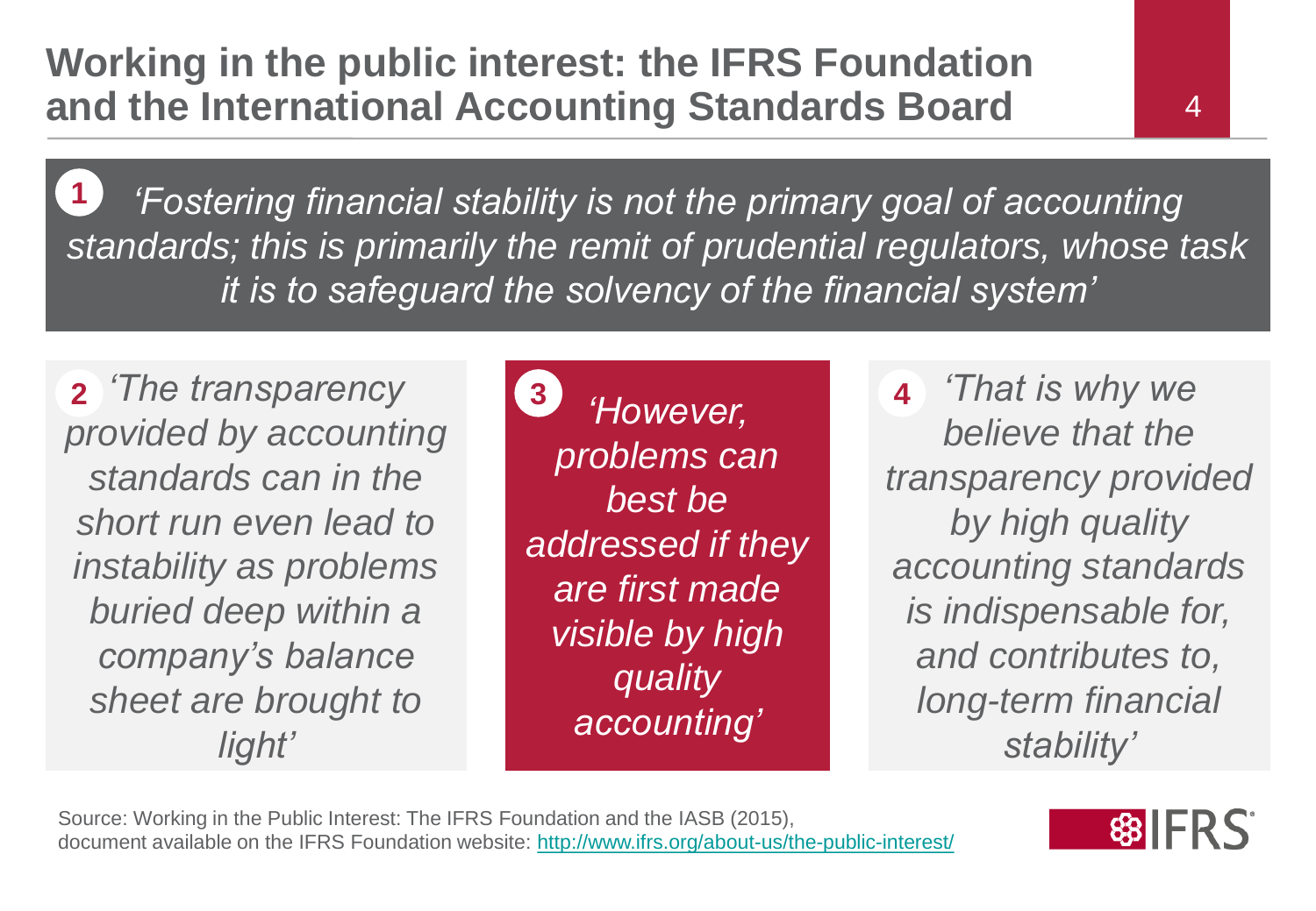# Working in the public interest: the IFRS Foundation and the International Accounting Standards Board

**1** *'Fostering financial stability is not the primary goal of accounting standards; this is primarily the remit of prudential regulators, whose task it is to safeguard the solvency of the financial system'*

**2** *'The transparency provided by accounting standards can in the short run even lead to instability as problems buried deep within a company's balance sheet are brought to light'*

**3** *'However, problems can best be addressed if they are first made visible by high quality accounting'*

**4** *'That is why we believe that the transparency provided by high quality accounting standards is indispensable for, and contributes to, long-term financial stability'*

Source: Working in the Public Interest: The IFRS Foundation and the IASB (2015), document available on the IFRS Foundation website: http://www.ifrs.org/about-us/the-public-interest/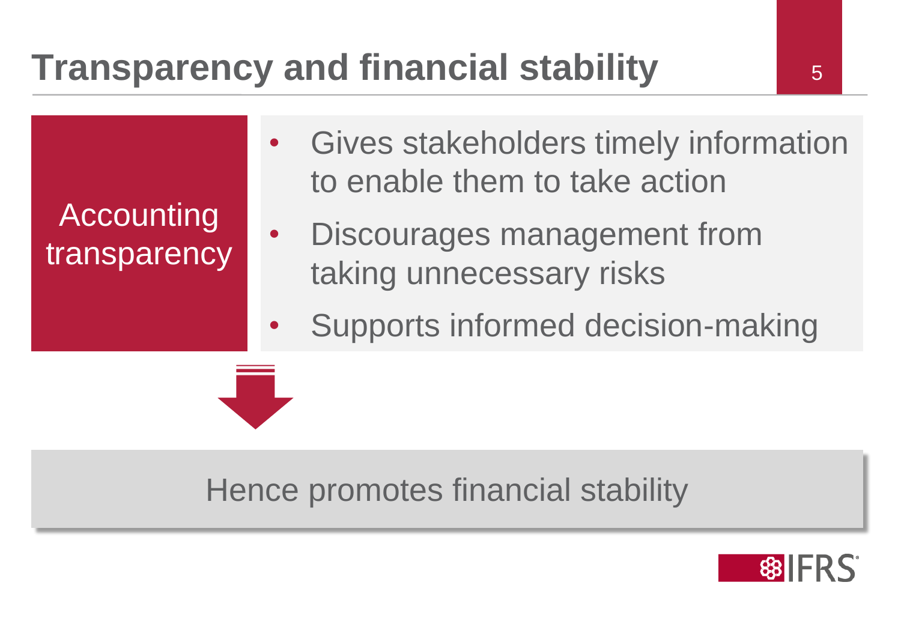# Transparency and financial stability

**Accounting transparency**

- Gives stakeholders timely information to enable them to take action
- Discourages management from taking unnecessary risks
- Supports informed decision-making

Hence promotes financial stability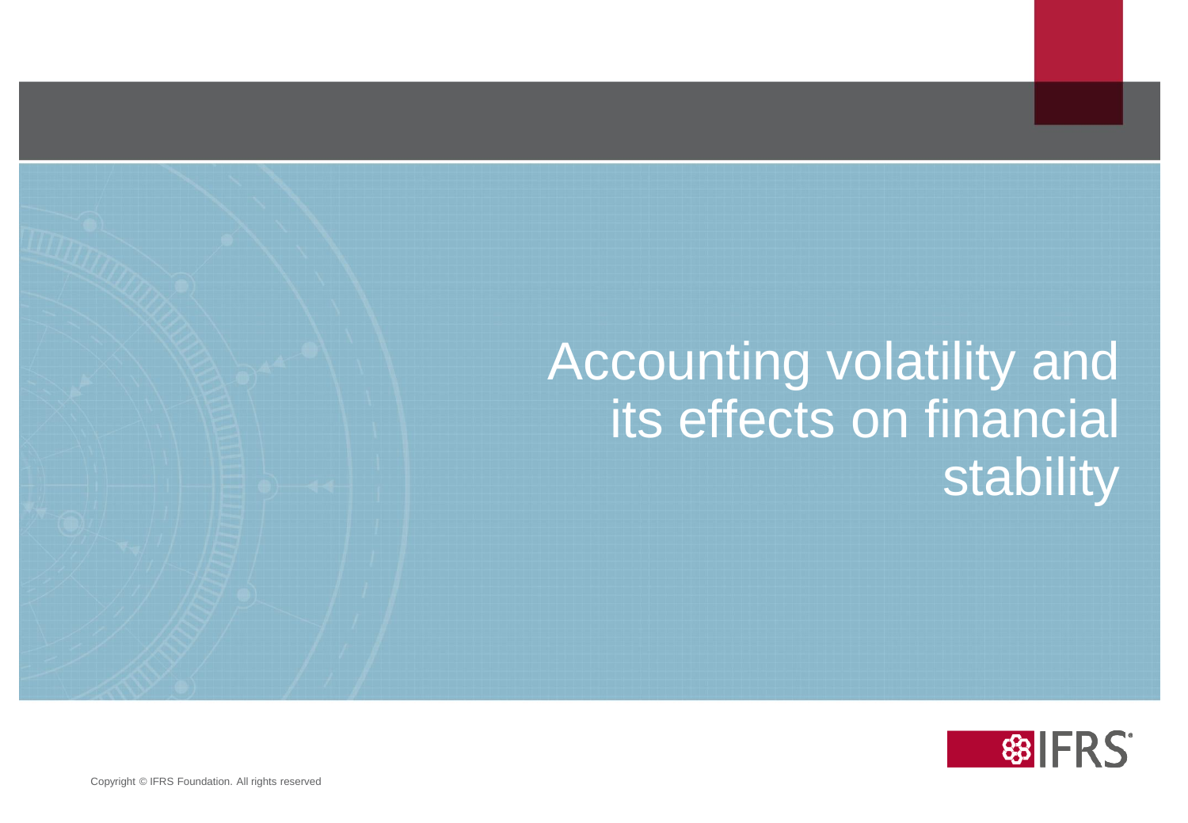# Accounting volatility and its effects on financial stability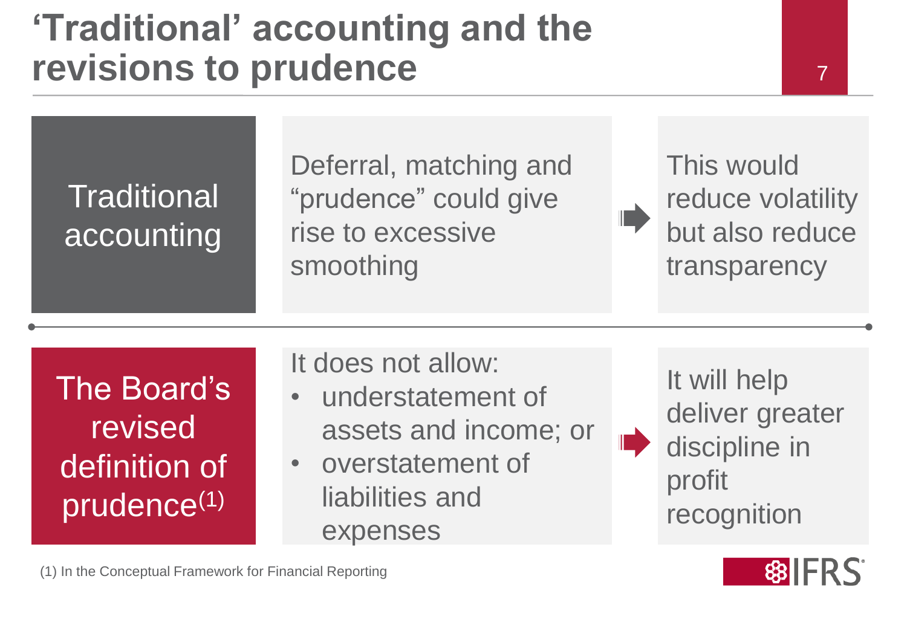# 'Traditional' accounting and the revisions to prudence

| | | | |
|---|---|---|---|
| **Traditional accounting** | Deferral, matching and "prudence" could give rise to excessive smoothing | ➡ | This would reduce volatility but also reduce transparency |
| **The Board's revised definition of prudence**[1] | It does not allow:<br>• understatement of assets and income; or<br>• overstatement of liabilities and expenses | ➡ | It will help deliver greater discipline in profit recognition |

(1) In the Conceptual Framework for Financial Reporting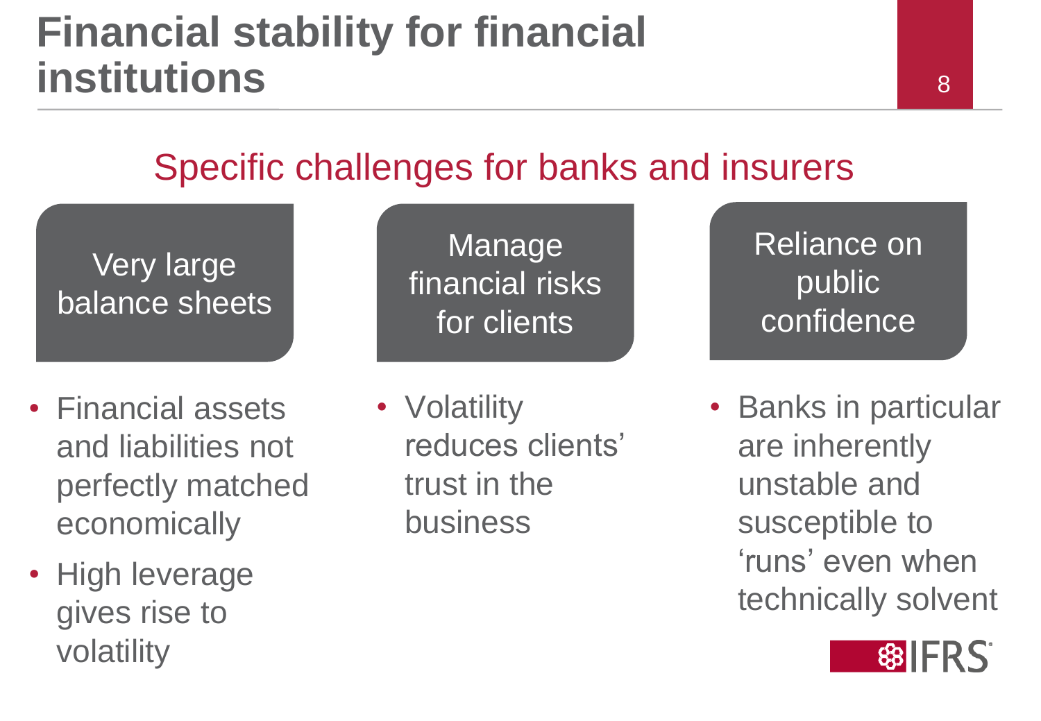# Financial stability for financial institutions

## Specific challenges for banks and insurers

### Very large balance sheets

- Financial assets and liabilities not perfectly matched economically
- High leverage gives rise to volatility

### Manage financial risks for clients

- Volatility reduces clients' trust in the business

### Reliance on public confidence

- Banks in particular are inherently unstable and susceptible to 'runs' even when technically solvent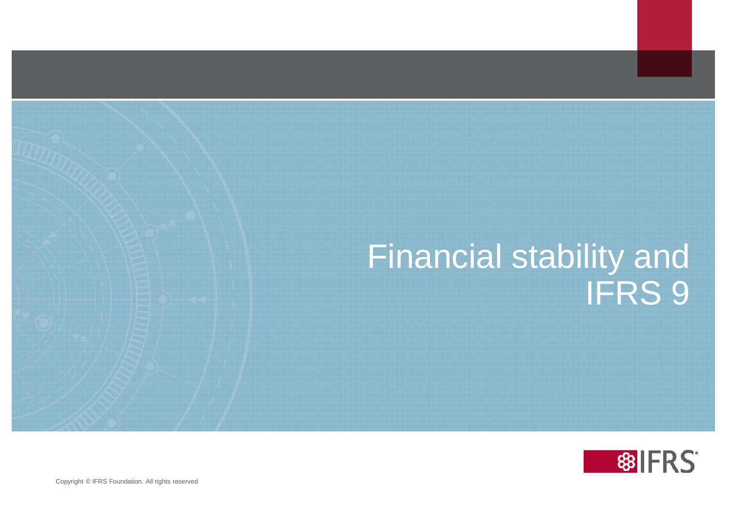# Financial stability and IFRS 9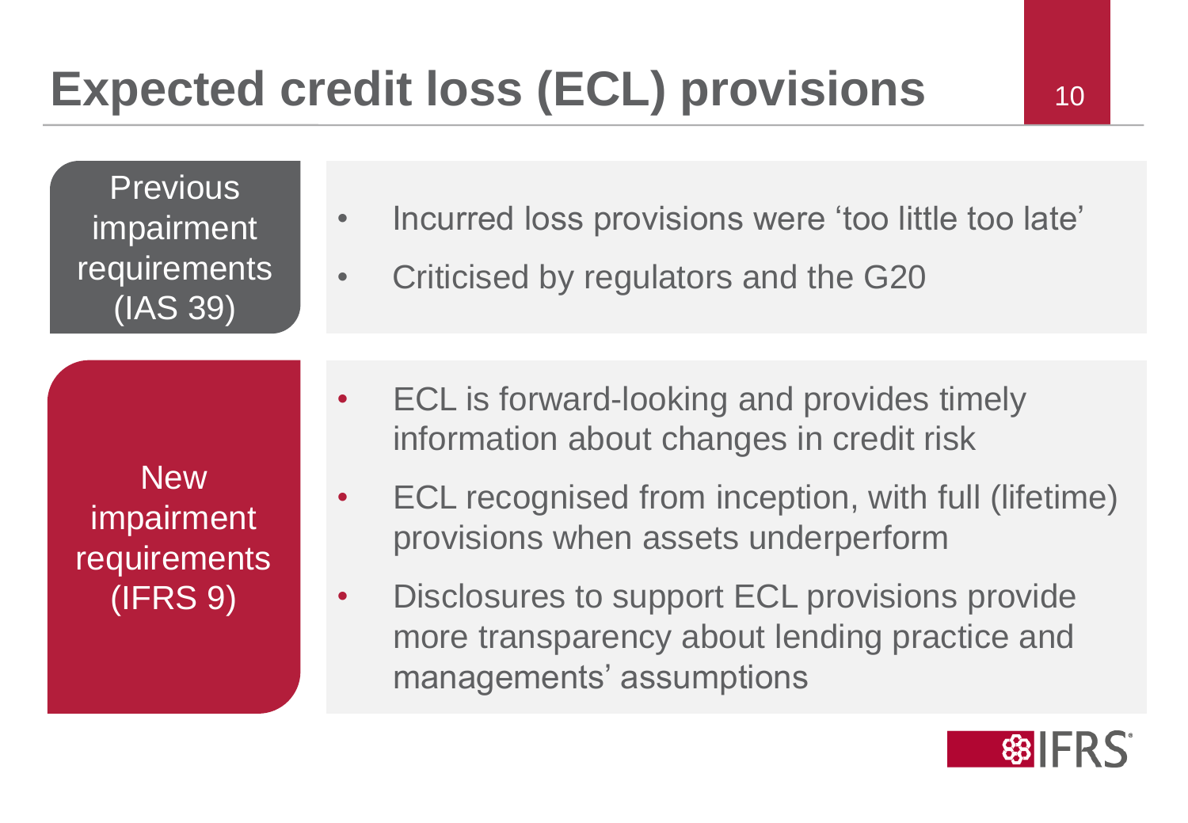# Expected credit loss (ECL) provisions

| | |
|---|---|
| Previous impairment requirements (IAS 39) | • Incurred loss provisions were 'too little too late'<br>• Criticised by regulators and the G20 |
| New impairment requirements (IFRS 9) | • ECL is forward-looking and provides timely information about changes in credit risk<br>• ECL recognised from inception, with full (lifetime) provisions when assets underperform<br>• Disclosures to support ECL provisions provide more transparency about lending practice and managements' assumptions |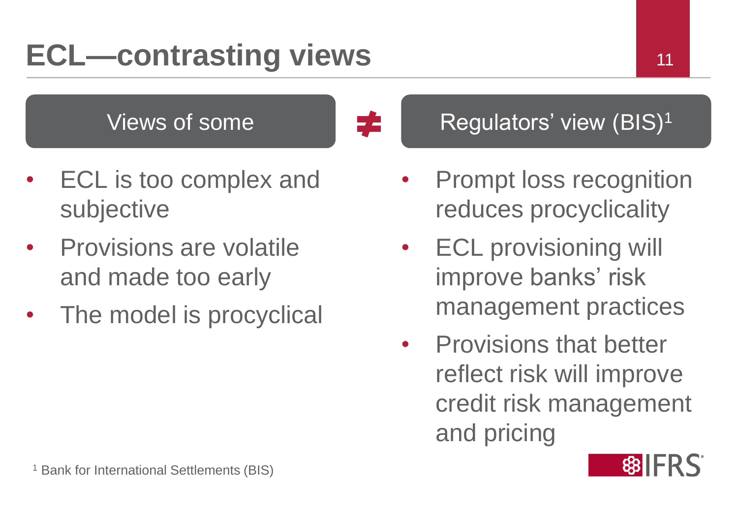# ECL—contrasting views

| Views of some | ≠ | Regulators' view (BIS)[1] |
|---|---|---|
| • ECL is too complex and subjective<br>• Provisions are volatile and made too early<br>• The model is procyclical | | • Prompt loss recognition reduces procyclicality<br>• ECL provisioning will improve banks' risk management practices<br>• Provisions that better reflect risk will improve credit risk management and pricing |

[1] Bank for International Settlements (BIS)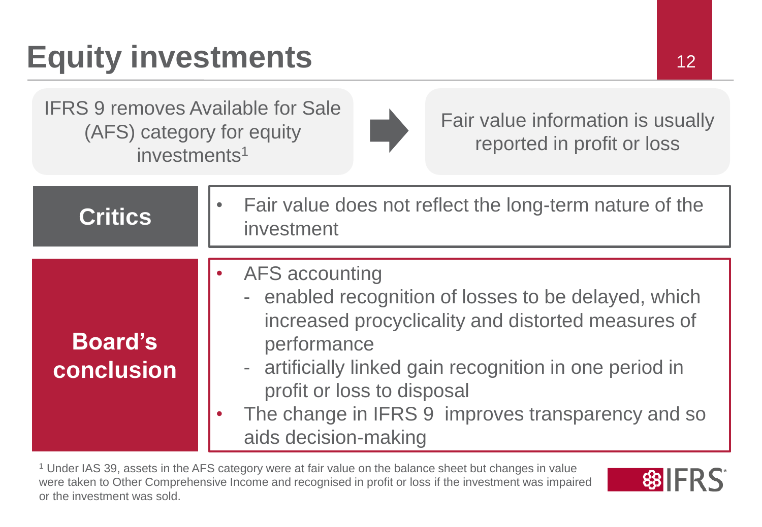# Equity investments

IFRS 9 removes Available for Sale (AFS) category for equity investments[1] → Fair value information is usually reported in profit or loss

| | |
|---|---|
| **Critics** | • Fair value does not reflect the long-term nature of the investment |
| **Board's conclusion** | • AFS accounting<br>- enabled recognition of losses to be delayed, which increased procyclicality and distorted measures of performance<br>- artificially linked gain recognition in one period in profit or loss to disposal<br>• The change in IFRS 9 improves transparency and so aids decision-making |

[1] Under IAS 39, assets in the AFS category were at fair value on the balance sheet but changes in value were taken to Other Comprehensive Income and recognised in profit or loss if the investment was impaired or the investment was sold.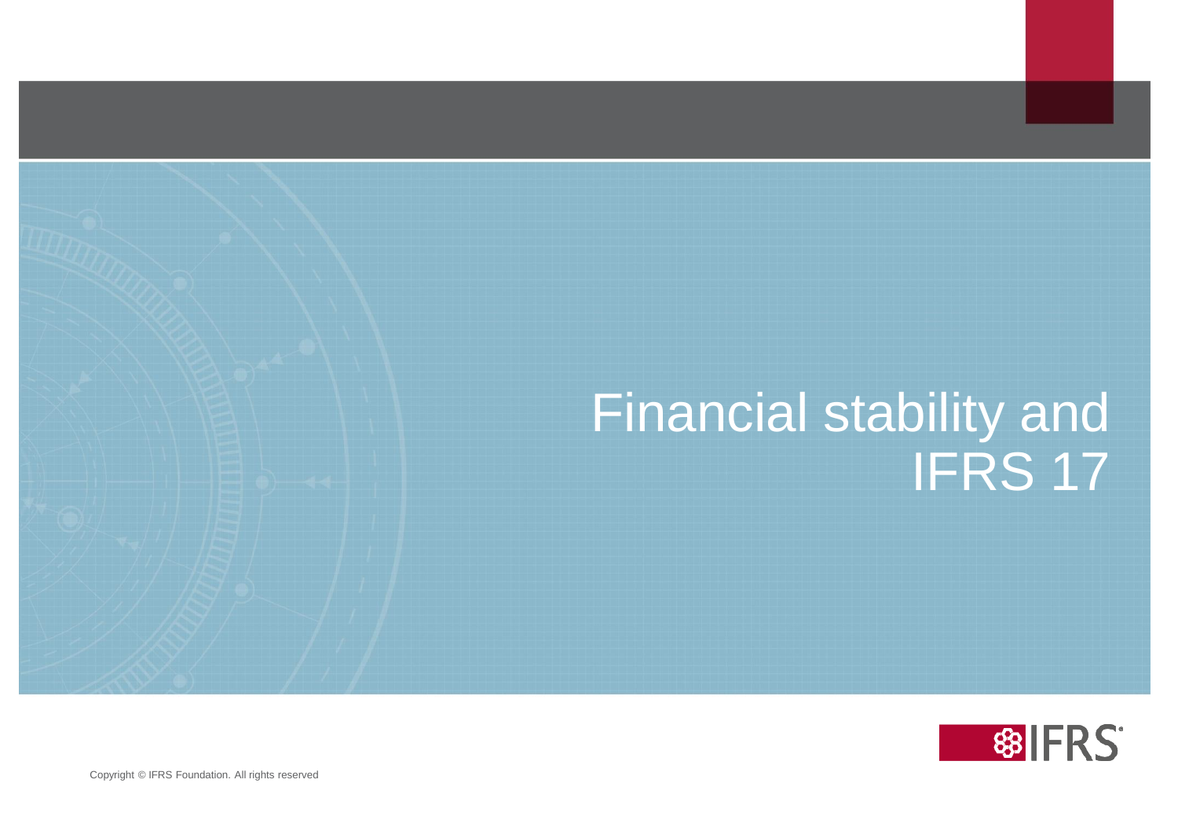# Financial stability and IFRS 17

Copyright © IFRS Foundation. All rights reserved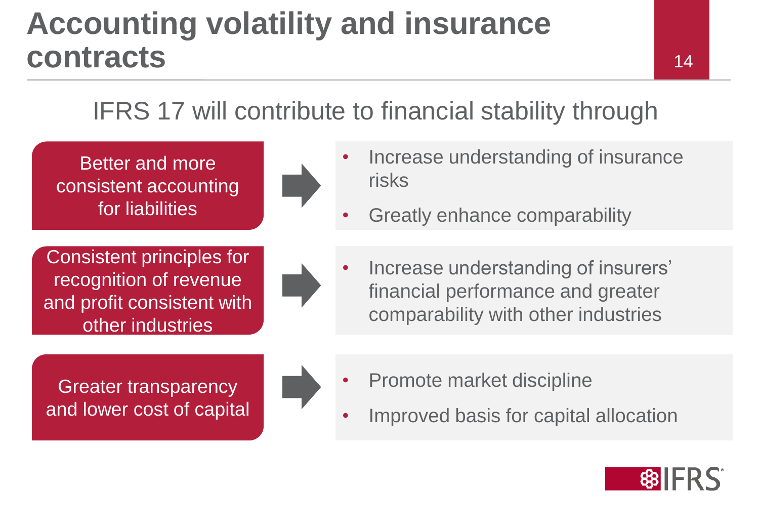# Accounting volatility and insurance contracts

## IFRS 17 will contribute to financial stability through

**Better and more consistent accounting for liabilities**

- Increase understanding of insurance risks
- Greatly enhance comparability

**Consistent principles for recognition of revenue and profit consistent with other industries**

- Increase understanding of insurers' financial performance and greater comparability with other industries

**Greater transparency and lower cost of capital**

- Promote market discipline
- Improved basis for capital allocation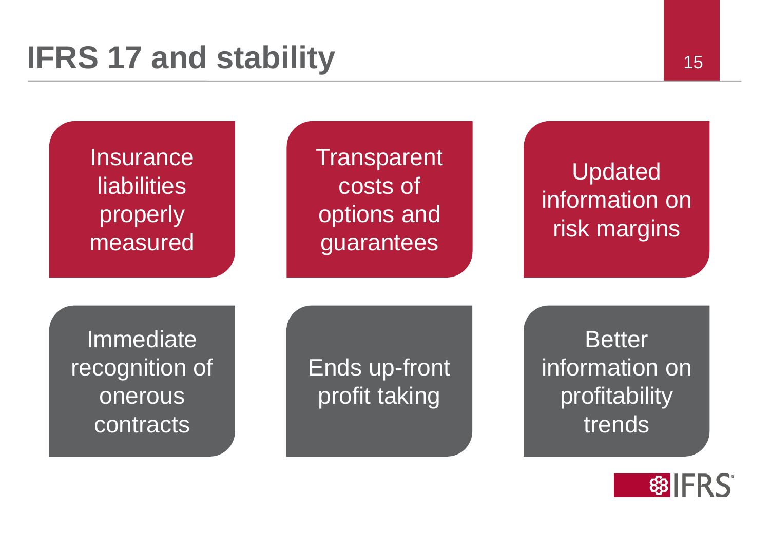# IFRS 17 and stability

- Insurance liabilities properly measured
- Transparent costs of options and guarantees
- Updated information on risk margins
- Immediate recognition of onerous contracts
- Ends up-front profit taking
- Better information on profitability trends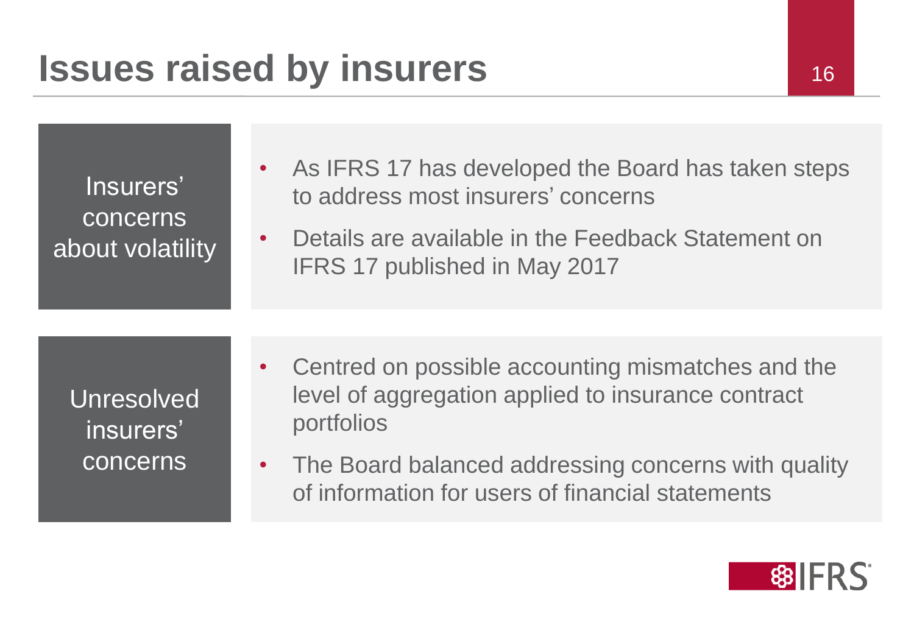# Issues raised by insurers

**Insurers' concerns about volatility**

- As IFRS 17 has developed the Board has taken steps to address most insurers' concerns
- Details are available in the Feedback Statement on IFRS 17 published in May 2017

**Unresolved insurers' concerns**

- Centred on possible accounting mismatches and the level of aggregation applied to insurance contract portfolios
- The Board balanced addressing concerns with quality of information for users of financial statements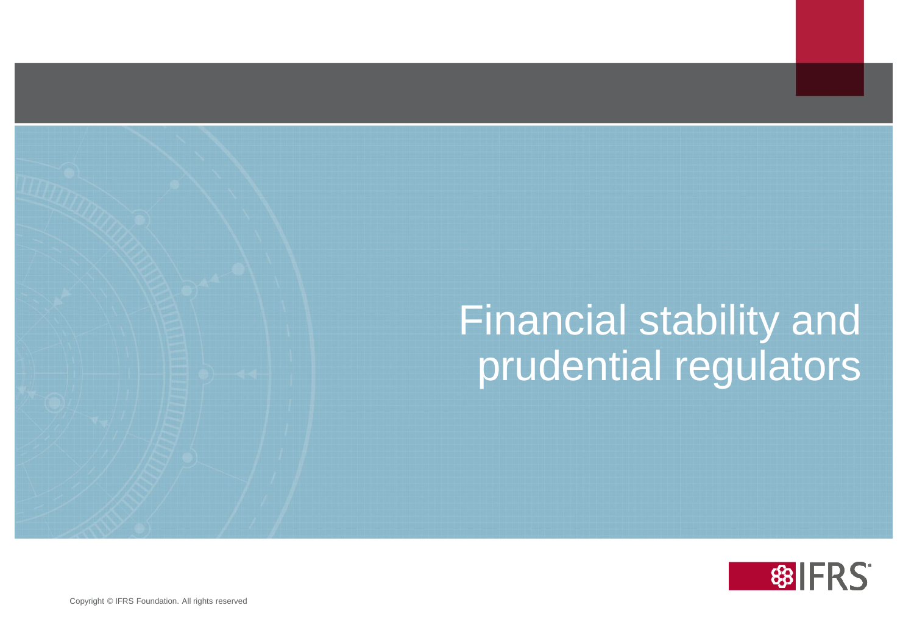# Financial stability and prudential regulators

Copyright © IFRS Foundation. All rights reserved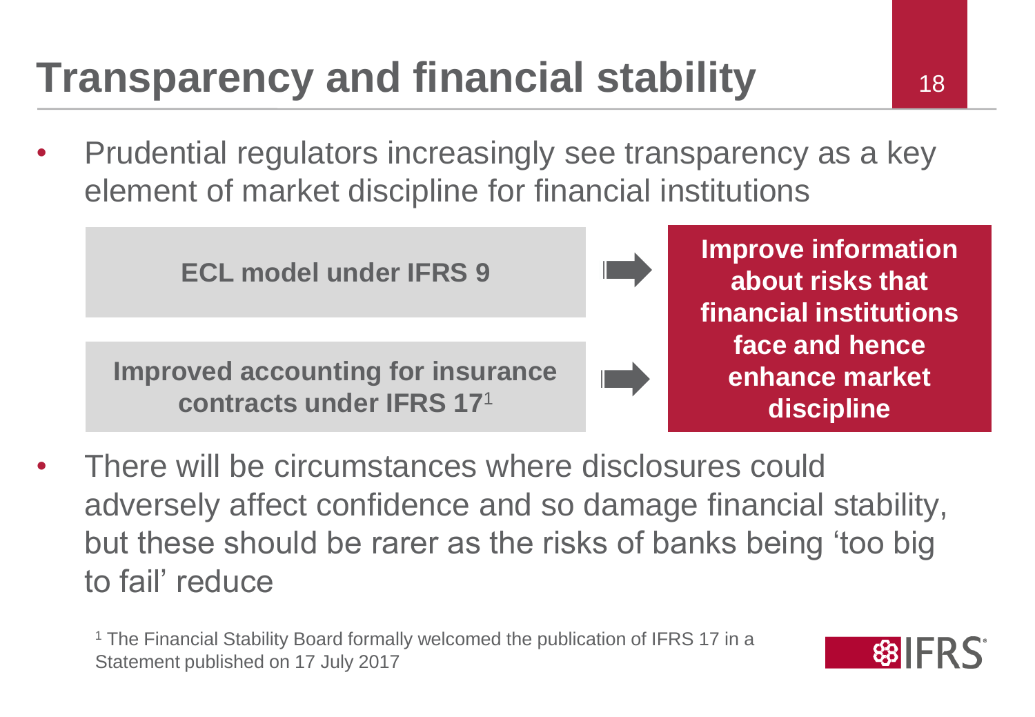# Transparency and financial stability

- Prudential regulators increasingly see transparency as a key element of market discipline for financial institutions

**ECL model under IFRS 9** →

**Improved accounting for insurance contracts under IFRS 17**[1] →

**Improve information about risks that financial institutions face and hence enhance market discipline**

- There will be circumstances where disclosures could adversely affect confidence and so damage financial stability, but these should be rarer as the risks of banks being 'too big to fail' reduce

[1] The Financial Stability Board formally welcomed the publication of IFRS 17 in a Statement published on 17 July 2017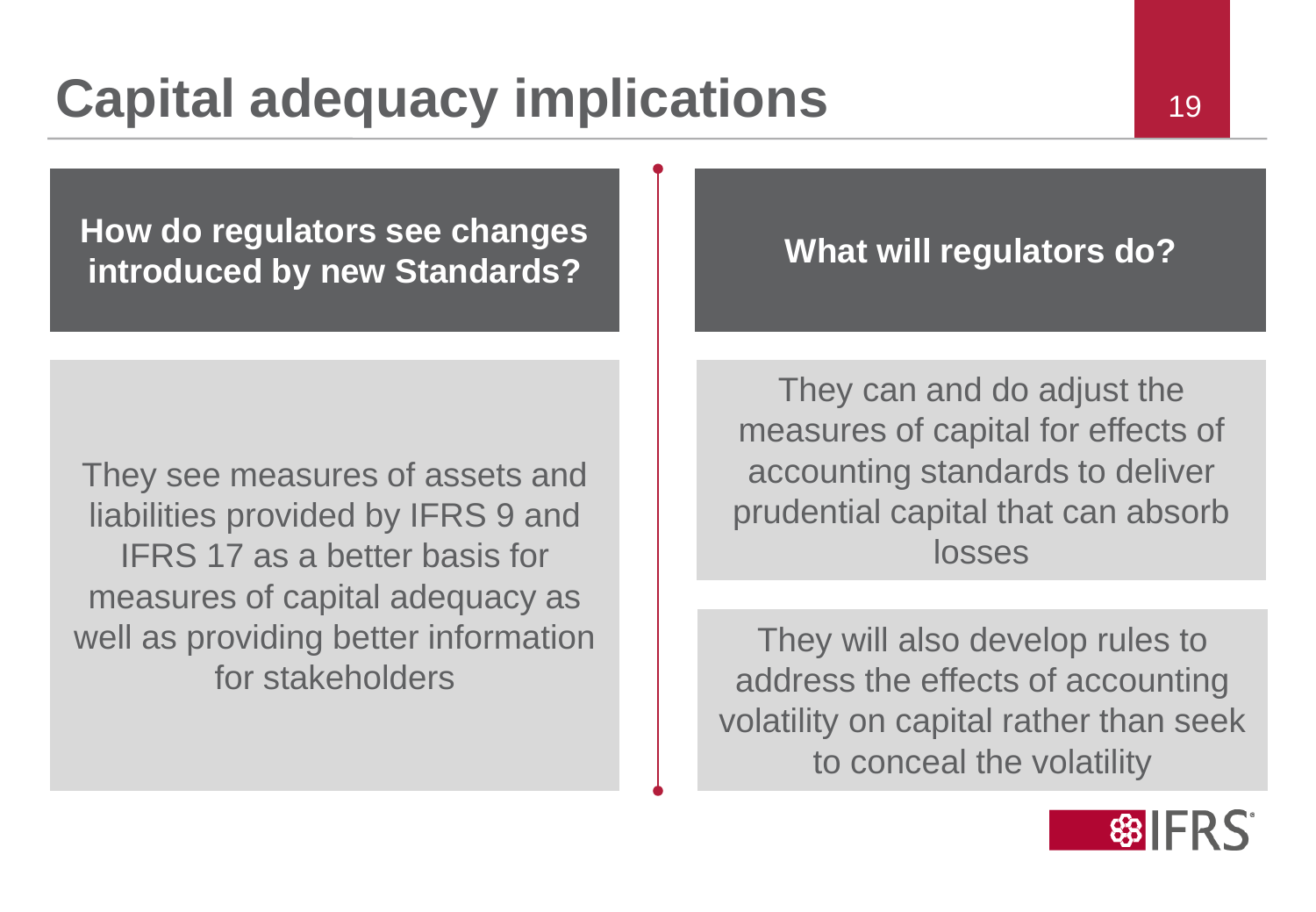# Capital adequacy implications

## How do regulators see changes introduced by new Standards?

They see measures of assets and liabilities provided by IFRS 9 and IFRS 17 as a better basis for measures of capital adequacy as well as providing better information for stakeholders

## What will regulators do?

They can and do adjust the measures of capital for effects of accounting standards to deliver prudential capital that can absorb losses

They will also develop rules to address the effects of accounting volatility on capital rather than seek to conceal the volatility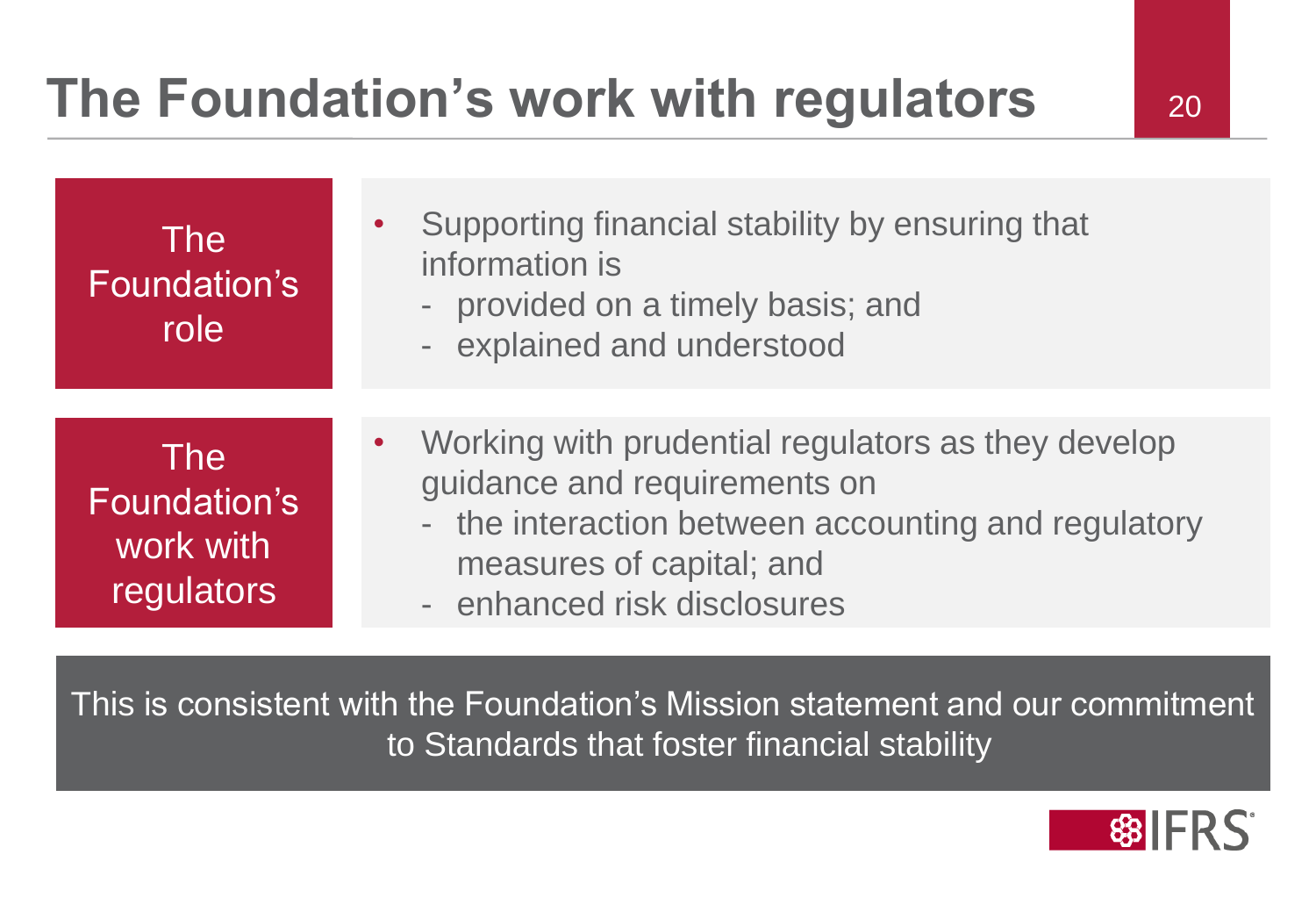# The Foundation's work with regulators

**The Foundation's role**

- Supporting financial stability by ensuring that information is
  - provided on a timely basis; and
  - explained and understood

**The Foundation's work with regulators**

- Working with prudential regulators as they develop guidance and requirements on
  - the interaction between accounting and regulatory measures of capital; and
  - enhanced risk disclosures

This is consistent with the Foundation's Mission statement and our commitment to Standards that foster financial stability

IFRS